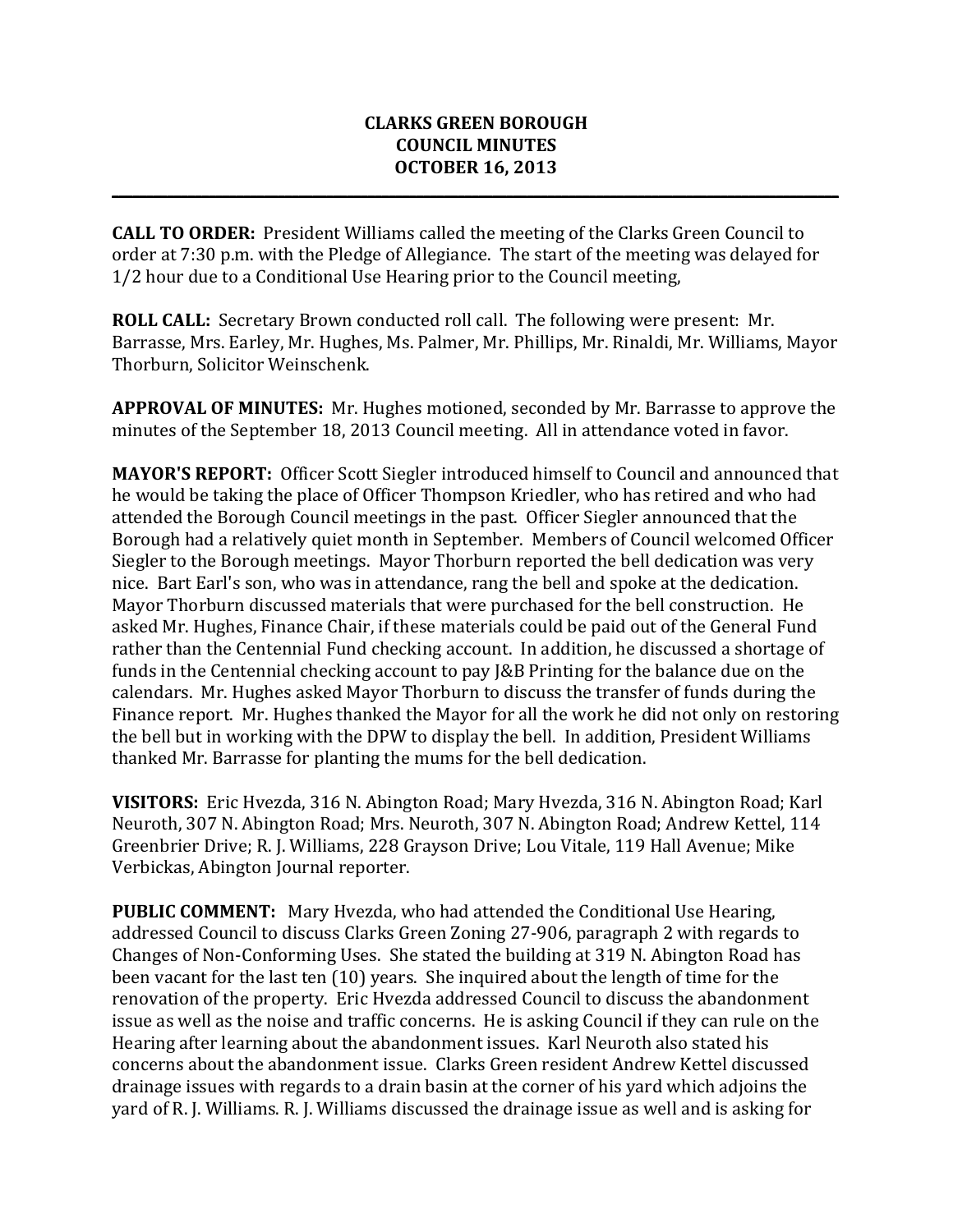# CLARKS GREEN BOROUGH
# COUNCIL MINUTES
# OCTOBER 16, 2013

---

**CALL TO ORDER:** President Williams called the meeting of the Clarks Green Council to order at 7:30 p.m. with the Pledge of Allegiance. The start of the meeting was delayed for 1/2 hour due to a Conditional Use Hearing prior to the Council meeting,

**ROLL CALL:** Secretary Brown conducted roll call. The following were present: Mr. Barrasse, Mrs. Earley, Mr. Hughes, Ms. Palmer, Mr. Phillips, Mr. Rinaldi, Mr. Williams, Mayor Thorburn, Solicitor Weinschenk.

**APPROVAL OF MINUTES:** Mr. Hughes motioned, seconded by Mr. Barrasse to approve the minutes of the September 18, 2013 Council meeting. All in attendance voted in favor.

**MAYOR'S REPORT:** Officer Scott Siegler introduced himself to Council and announced that he would be taking the place of Officer Thompson Kriedler, who has retired and who had attended the Borough Council meetings in the past. Officer Siegler announced that the Borough had a relatively quiet month in September. Members of Council welcomed Officer Siegler to the Borough meetings. Mayor Thorburn reported the bell dedication was very nice. Bart Earl's son, who was in attendance, rang the bell and spoke at the dedication. Mayor Thorburn discussed materials that were purchased for the bell construction. He asked Mr. Hughes, Finance Chair, if these materials could be paid out of the General Fund rather than the Centennial Fund checking account. In addition, he discussed a shortage of funds in the Centennial checking account to pay J&B Printing for the balance due on the calendars. Mr. Hughes asked Mayor Thorburn to discuss the transfer of funds during the Finance report. Mr. Hughes thanked the Mayor for all the work he did not only on restoring the bell but in working with the DPW to display the bell. In addition, President Williams thanked Mr. Barrasse for planting the mums for the bell dedication.

**VISITORS:** Eric Hvezda, 316 N. Abington Road; Mary Hvezda, 316 N. Abington Road; Karl Neuroth, 307 N. Abington Road; Mrs. Neuroth, 307 N. Abington Road; Andrew Kettel, 114 Greenbrier Drive; R. J. Williams, 228 Grayson Drive; Lou Vitale, 119 Hall Avenue; Mike Verbickas, Abington Journal reporter.

**PUBLIC COMMENT:** Mary Hvezda, who had attended the Conditional Use Hearing, addressed Council to discuss Clarks Green Zoning 27-906, paragraph 2 with regards to Changes of Non-Conforming Uses. She stated the building at 319 N. Abington Road has been vacant for the last ten (10) years. She inquired about the length of time for the renovation of the property. Eric Hvezda addressed Council to discuss the abandonment issue as well as the noise and traffic concerns. He is asking Council if they can rule on the Hearing after learning about the abandonment issues. Karl Neuroth also stated his concerns about the abandonment issue. Clarks Green resident Andrew Kettel discussed drainage issues with regards to a drain basin at the corner of his yard which adjoins the yard of R. J. Williams. R. J. Williams discussed the drainage issue as well and is asking for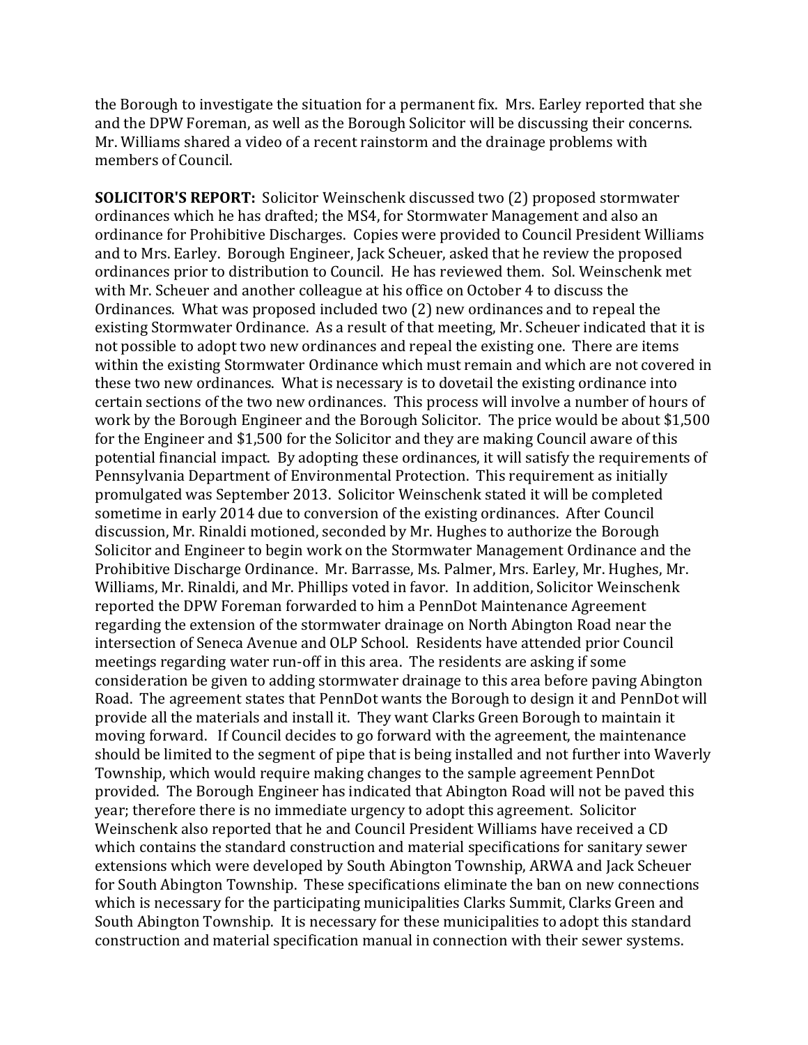the Borough to investigate the situation for a permanent fix. Mrs. Earley reported that she and the DPW Foreman, as well as the Borough Solicitor will be discussing their concerns. Mr. Williams shared a video of a recent rainstorm and the drainage problems with members of Council.

**SOLICITOR'S REPORT:** Solicitor Weinschenk discussed two (2) proposed stormwater ordinances which he has drafted; the MS4, for Stormwater Management and also an ordinance for Prohibitive Discharges. Copies were provided to Council President Williams and to Mrs. Earley. Borough Engineer, Jack Scheuer, asked that he review the proposed ordinances prior to distribution to Council. He has reviewed them. Sol. Weinschenk met with Mr. Scheuer and another colleague at his office on October 4 to discuss the Ordinances. What was proposed included two (2) new ordinances and to repeal the existing Stormwater Ordinance. As a result of that meeting, Mr. Scheuer indicated that it is not possible to adopt two new ordinances and repeal the existing one. There are items within the existing Stormwater Ordinance which must remain and which are not covered in these two new ordinances. What is necessary is to dovetail the existing ordinance into certain sections of the two new ordinances. This process will involve a number of hours of work by the Borough Engineer and the Borough Solicitor. The price would be about $1,500 for the Engineer and $1,500 for the Solicitor and they are making Council aware of this potential financial impact. By adopting these ordinances, it will satisfy the requirements of Pennsylvania Department of Environmental Protection. This requirement as initially promulgated was September 2013. Solicitor Weinschenk stated it will be completed sometime in early 2014 due to conversion of the existing ordinances. After Council discussion, Mr. Rinaldi motioned, seconded by Mr. Hughes to authorize the Borough Solicitor and Engineer to begin work on the Stormwater Management Ordinance and the Prohibitive Discharge Ordinance. Mr. Barrasse, Ms. Palmer, Mrs. Earley, Mr. Hughes, Mr. Williams, Mr. Rinaldi, and Mr. Phillips voted in favor. In addition, Solicitor Weinschenk reported the DPW Foreman forwarded to him a PennDot Maintenance Agreement regarding the extension of the stormwater drainage on North Abington Road near the intersection of Seneca Avenue and OLP School. Residents have attended prior Council meetings regarding water run-off in this area. The residents are asking if some consideration be given to adding stormwater drainage to this area before paving Abington Road. The agreement states that PennDot wants the Borough to design it and PennDot will provide all the materials and install it. They want Clarks Green Borough to maintain it moving forward. If Council decides to go forward with the agreement, the maintenance should be limited to the segment of pipe that is being installed and not further into Waverly Township, which would require making changes to the sample agreement PennDot provided. The Borough Engineer has indicated that Abington Road will not be paved this year; therefore there is no immediate urgency to adopt this agreement. Solicitor Weinschenk also reported that he and Council President Williams have received a CD which contains the standard construction and material specifications for sanitary sewer extensions which were developed by South Abington Township, ARWA and Jack Scheuer for South Abington Township. These specifications eliminate the ban on new connections which is necessary for the participating municipalities Clarks Summit, Clarks Green and South Abington Township. It is necessary for these municipalities to adopt this standard construction and material specification manual in connection with their sewer systems.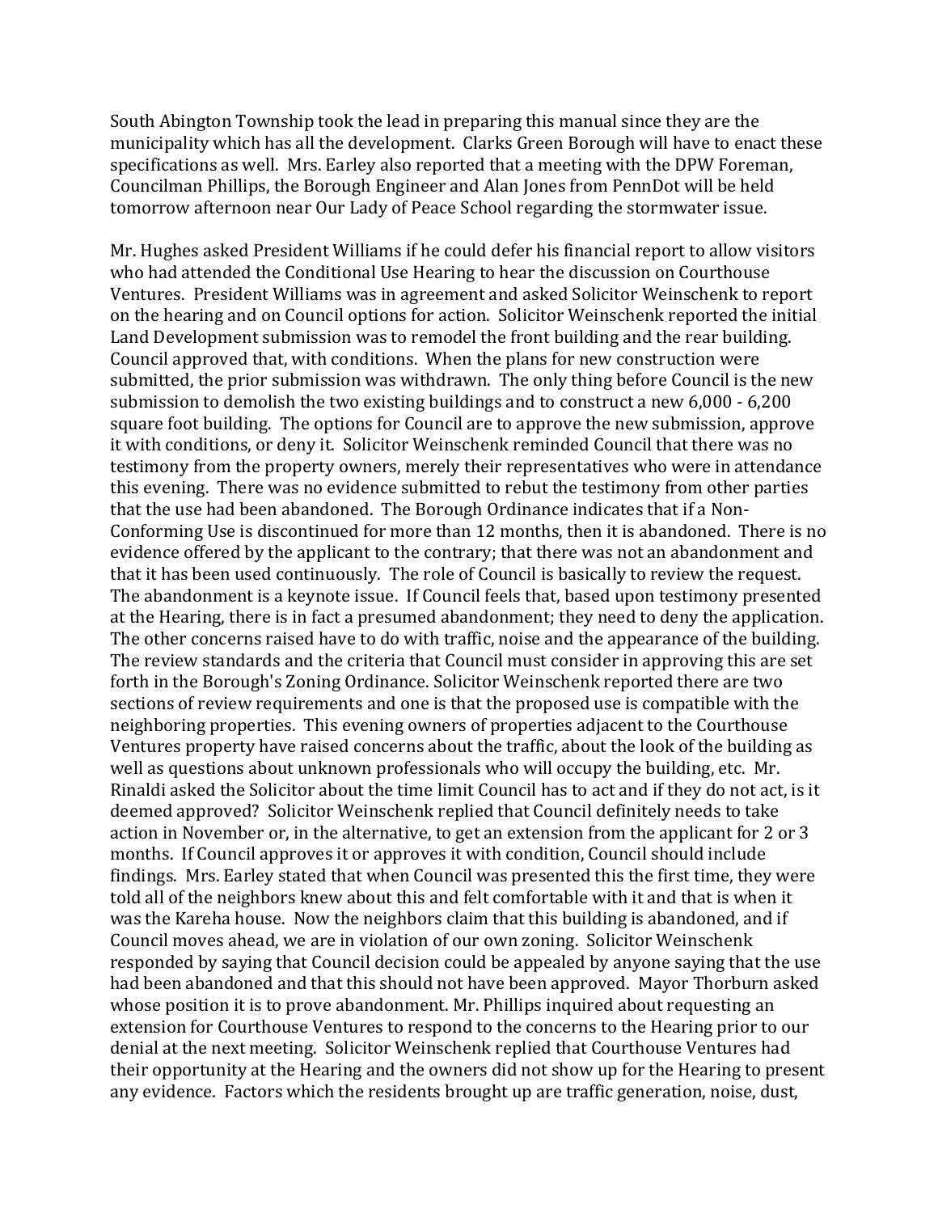South Abington Township took the lead in preparing this manual since they are the municipality which has all the development. Clarks Green Borough will have to enact these specifications as well. Mrs. Earley also reported that a meeting with the DPW Foreman, Councilman Phillips, the Borough Engineer and Alan Jones from PennDot will be held tomorrow afternoon near Our Lady of Peace School regarding the stormwater issue.

Mr. Hughes asked President Williams if he could defer his financial report to allow visitors who had attended the Conditional Use Hearing to hear the discussion on Courthouse Ventures. President Williams was in agreement and asked Solicitor Weinschenk to report on the hearing and on Council options for action. Solicitor Weinschenk reported the initial Land Development submission was to remodel the front building and the rear building. Council approved that, with conditions. When the plans for new construction were submitted, the prior submission was withdrawn. The only thing before Council is the new submission to demolish the two existing buildings and to construct a new 6,000 - 6,200 square foot building. The options for Council are to approve the new submission, approve it with conditions, or deny it. Solicitor Weinschenk reminded Council that there was no testimony from the property owners, merely their representatives who were in attendance this evening. There was no evidence submitted to rebut the testimony from other parties that the use had been abandoned. The Borough Ordinance indicates that if a Non-Conforming Use is discontinued for more than 12 months, then it is abandoned. There is no evidence offered by the applicant to the contrary; that there was not an abandonment and that it has been used continuously. The role of Council is basically to review the request. The abandonment is a keynote issue. If Council feels that, based upon testimony presented at the Hearing, there is in fact a presumed abandonment; they need to deny the application. The other concerns raised have to do with traffic, noise and the appearance of the building. The review standards and the criteria that Council must consider in approving this are set forth in the Borough's Zoning Ordinance. Solicitor Weinschenk reported there are two sections of review requirements and one is that the proposed use is compatible with the neighboring properties. This evening owners of properties adjacent to the Courthouse Ventures property have raised concerns about the traffic, about the look of the building as well as questions about unknown professionals who will occupy the building, etc. Mr. Rinaldi asked the Solicitor about the time limit Council has to act and if they do not act, is it deemed approved? Solicitor Weinschenk replied that Council definitely needs to take action in November or, in the alternative, to get an extension from the applicant for 2 or 3 months. If Council approves it or approves it with condition, Council should include findings. Mrs. Earley stated that when Council was presented this the first time, they were told all of the neighbors knew about this and felt comfortable with it and that is when it was the Kareha house. Now the neighbors claim that this building is abandoned, and if Council moves ahead, we are in violation of our own zoning. Solicitor Weinschenk responded by saying that Council decision could be appealed by anyone saying that the use had been abandoned and that this should not have been approved. Mayor Thorburn asked whose position it is to prove abandonment. Mr. Phillips inquired about requesting an extension for Courthouse Ventures to respond to the concerns to the Hearing prior to our denial at the next meeting. Solicitor Weinschenk replied that Courthouse Ventures had their opportunity at the Hearing and the owners did not show up for the Hearing to present any evidence. Factors which the residents brought up are traffic generation, noise, dust,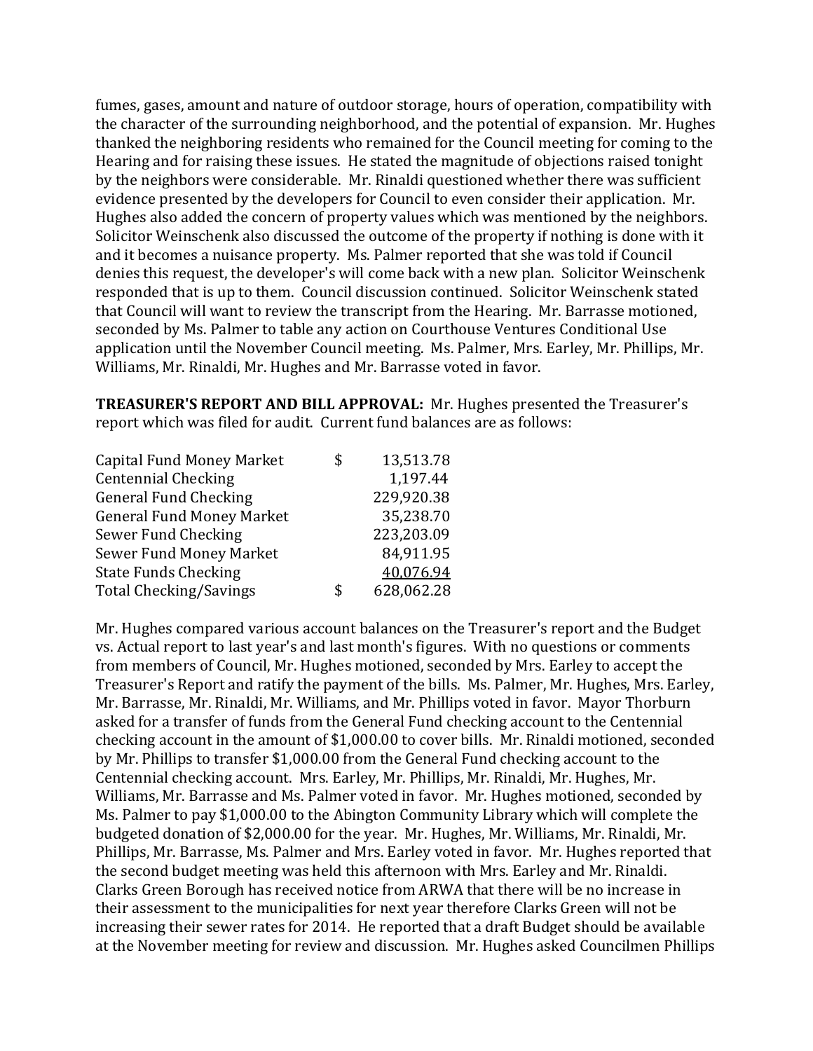fumes, gases, amount and nature of outdoor storage, hours of operation, compatibility with the character of the surrounding neighborhood, and the potential of expansion. Mr. Hughes thanked the neighboring residents who remained for the Council meeting for coming to the Hearing and for raising these issues. He stated the magnitude of objections raised tonight by the neighbors were considerable. Mr. Rinaldi questioned whether there was sufficient evidence presented by the developers for Council to even consider their application. Mr. Hughes also added the concern of property values which was mentioned by the neighbors. Solicitor Weinschenk also discussed the outcome of the property if nothing is done with it and it becomes a nuisance property. Ms. Palmer reported that she was told if Council denies this request, the developer's will come back with a new plan. Solicitor Weinschenk responded that is up to them. Council discussion continued. Solicitor Weinschenk stated that Council will want to review the transcript from the Hearing. Mr. Barrasse motioned, seconded by Ms. Palmer to table any action on Courthouse Ventures Conditional Use application until the November Council meeting. Ms. Palmer, Mrs. Earley, Mr. Phillips, Mr. Williams, Mr. Rinaldi, Mr. Hughes and Mr. Barrasse voted in favor.

**TREASURER'S REPORT AND BILL APPROVAL:** Mr. Hughes presented the Treasurer's report which was filed for audit. Current fund balances are as follows:

| | | |
|---|---|---|
| Capital Fund Money Market | $ | 13,513.78 |
| Centennial Checking | | 1,197.44 |
| General Fund Checking | | 229,920.38 |
| General Fund Money Market | | 35,238.70 |
| Sewer Fund Checking | | 223,203.09 |
| Sewer Fund Money Market | | 84,911.95 |
| State Funds Checking | | 40,076.94 |
| Total Checking/Savings | $ | 628,062.28 |

Mr. Hughes compared various account balances on the Treasurer's report and the Budget vs. Actual report to last year's and last month's figures. With no questions or comments from members of Council, Mr. Hughes motioned, seconded by Mrs. Earley to accept the Treasurer's Report and ratify the payment of the bills. Ms. Palmer, Mr. Hughes, Mrs. Earley, Mr. Barrasse, Mr. Rinaldi, Mr. Williams, and Mr. Phillips voted in favor. Mayor Thorburn asked for a transfer of funds from the General Fund checking account to the Centennial checking account in the amount of $1,000.00 to cover bills. Mr. Rinaldi motioned, seconded by Mr. Phillips to transfer $1,000.00 from the General Fund checking account to the Centennial checking account. Mrs. Earley, Mr. Phillips, Mr. Rinaldi, Mr. Hughes, Mr. Williams, Mr. Barrasse and Ms. Palmer voted in favor. Mr. Hughes motioned, seconded by Ms. Palmer to pay $1,000.00 to the Abington Community Library which will complete the budgeted donation of $2,000.00 for the year. Mr. Hughes, Mr. Williams, Mr. Rinaldi, Mr. Phillips, Mr. Barrasse, Ms. Palmer and Mrs. Earley voted in favor. Mr. Hughes reported that the second budget meeting was held this afternoon with Mrs. Earley and Mr. Rinaldi. Clarks Green Borough has received notice from ARWA that there will be no increase in their assessment to the municipalities for next year therefore Clarks Green will not be increasing their sewer rates for 2014. He reported that a draft Budget should be available at the November meeting for review and discussion. Mr. Hughes asked Councilmen Phillips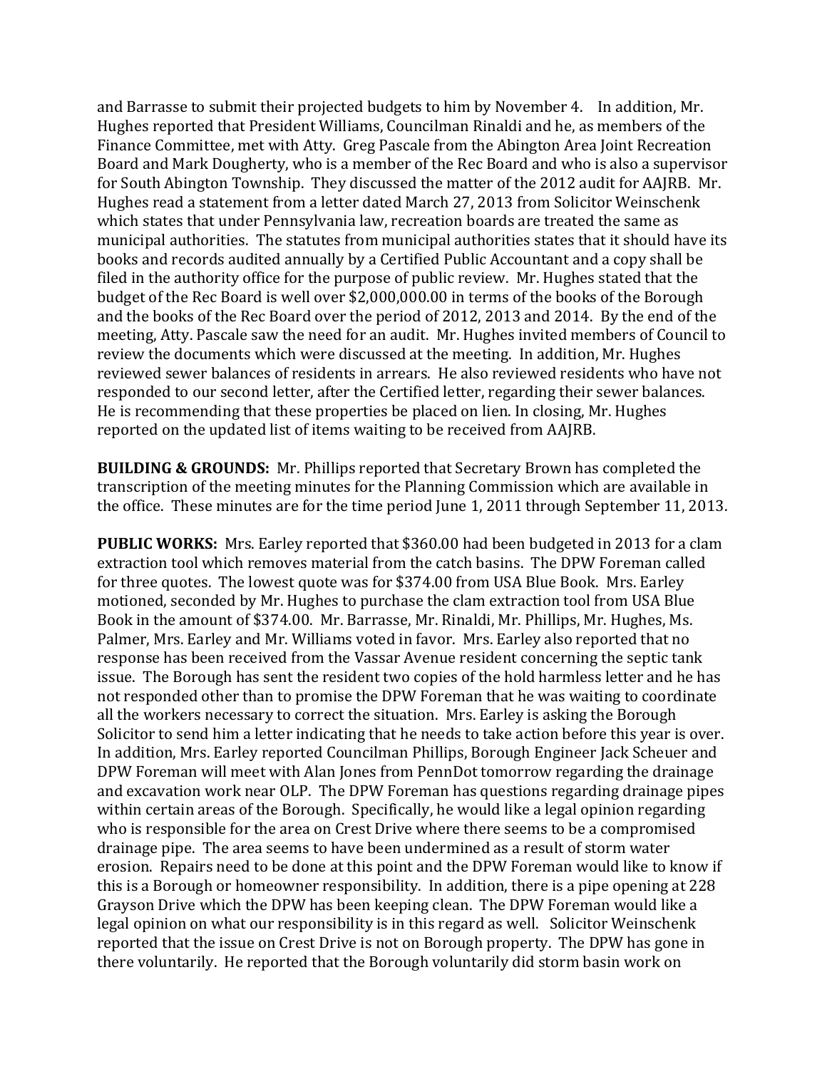and Barrasse to submit their projected budgets to him by November 4.  In addition, Mr. Hughes reported that President Williams, Councilman Rinaldi and he, as members of the Finance Committee, met with Atty. Greg Pascale from the Abington Area Joint Recreation Board and Mark Dougherty, who is a member of the Rec Board and who is also a supervisor for South Abington Township. They discussed the matter of the 2012 audit for AAJRB. Mr. Hughes read a statement from a letter dated March 27, 2013 from Solicitor Weinschenk which states that under Pennsylvania law, recreation boards are treated the same as municipal authorities. The statutes from municipal authorities states that it should have its books and records audited annually by a Certified Public Accountant and a copy shall be filed in the authority office for the purpose of public review. Mr. Hughes stated that the budget of the Rec Board is well over $2,000,000.00 in terms of the books of the Borough and the books of the Rec Board over the period of 2012, 2013 and 2014. By the end of the meeting, Atty. Pascale saw the need for an audit. Mr. Hughes invited members of Council to review the documents which were discussed at the meeting. In addition, Mr. Hughes reviewed sewer balances of residents in arrears. He also reviewed residents who have not responded to our second letter, after the Certified letter, regarding their sewer balances. He is recommending that these properties be placed on lien. In closing, Mr. Hughes reported on the updated list of items waiting to be received from AAJRB.

**BUILDING & GROUNDS:** Mr. Phillips reported that Secretary Brown has completed the transcription of the meeting minutes for the Planning Commission which are available in the office. These minutes are for the time period June 1, 2011 through September 11, 2013.

**PUBLIC WORKS:** Mrs. Earley reported that $360.00 had been budgeted in 2013 for a clam extraction tool which removes material from the catch basins. The DPW Foreman called for three quotes. The lowest quote was for $374.00 from USA Blue Book. Mrs. Earley motioned, seconded by Mr. Hughes to purchase the clam extraction tool from USA Blue Book in the amount of $374.00. Mr. Barrasse, Mr. Rinaldi, Mr. Phillips, Mr. Hughes, Ms. Palmer, Mrs. Earley and Mr. Williams voted in favor. Mrs. Earley also reported that no response has been received from the Vassar Avenue resident concerning the septic tank issue. The Borough has sent the resident two copies of the hold harmless letter and he has not responded other than to promise the DPW Foreman that he was waiting to coordinate all the workers necessary to correct the situation. Mrs. Earley is asking the Borough Solicitor to send him a letter indicating that he needs to take action before this year is over. In addition, Mrs. Earley reported Councilman Phillips, Borough Engineer Jack Scheuer and DPW Foreman will meet with Alan Jones from PennDot tomorrow regarding the drainage and excavation work near OLP. The DPW Foreman has questions regarding drainage pipes within certain areas of the Borough. Specifically, he would like a legal opinion regarding who is responsible for the area on Crest Drive where there seems to be a compromised drainage pipe. The area seems to have been undermined as a result of storm water erosion. Repairs need to be done at this point and the DPW Foreman would like to know if this is a Borough or homeowner responsibility. In addition, there is a pipe opening at 228 Grayson Drive which the DPW has been keeping clean. The DPW Foreman would like a legal opinion on what our responsibility is in this regard as well. Solicitor Weinschenk reported that the issue on Crest Drive is not on Borough property. The DPW has gone in there voluntarily. He reported that the Borough voluntarily did storm basin work on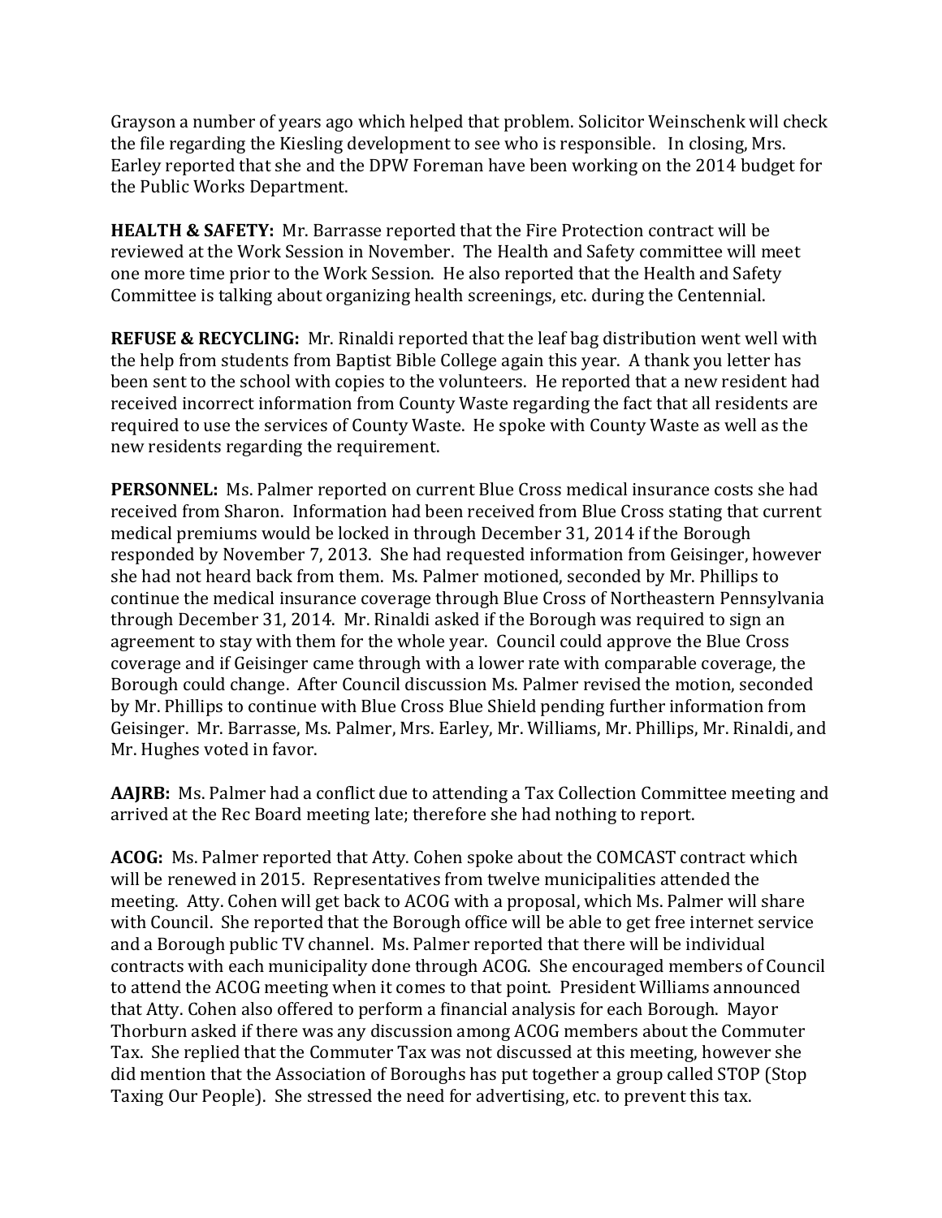Grayson a number of years ago which helped that problem. Solicitor Weinschenk will check the file regarding the Kiesling development to see who is responsible. In closing, Mrs. Earley reported that she and the DPW Foreman have been working on the 2014 budget for the Public Works Department.

**HEALTH & SAFETY:** Mr. Barrasse reported that the Fire Protection contract will be reviewed at the Work Session in November. The Health and Safety committee will meet one more time prior to the Work Session. He also reported that the Health and Safety Committee is talking about organizing health screenings, etc. during the Centennial.

**REFUSE & RECYCLING:** Mr. Rinaldi reported that the leaf bag distribution went well with the help from students from Baptist Bible College again this year. A thank you letter has been sent to the school with copies to the volunteers. He reported that a new resident had received incorrect information from County Waste regarding the fact that all residents are required to use the services of County Waste. He spoke with County Waste as well as the new residents regarding the requirement.

**PERSONNEL:** Ms. Palmer reported on current Blue Cross medical insurance costs she had received from Sharon. Information had been received from Blue Cross stating that current medical premiums would be locked in through December 31, 2014 if the Borough responded by November 7, 2013. She had requested information from Geisinger, however she had not heard back from them. Ms. Palmer motioned, seconded by Mr. Phillips to continue the medical insurance coverage through Blue Cross of Northeastern Pennsylvania through December 31, 2014. Mr. Rinaldi asked if the Borough was required to sign an agreement to stay with them for the whole year. Council could approve the Blue Cross coverage and if Geisinger came through with a lower rate with comparable coverage, the Borough could change. After Council discussion Ms. Palmer revised the motion, seconded by Mr. Phillips to continue with Blue Cross Blue Shield pending further information from Geisinger. Mr. Barrasse, Ms. Palmer, Mrs. Earley, Mr. Williams, Mr. Phillips, Mr. Rinaldi, and Mr. Hughes voted in favor.

**AAJRB:** Ms. Palmer had a conflict due to attending a Tax Collection Committee meeting and arrived at the Rec Board meeting late; therefore she had nothing to report.

**ACOG:** Ms. Palmer reported that Atty. Cohen spoke about the COMCAST contract which will be renewed in 2015. Representatives from twelve municipalities attended the meeting. Atty. Cohen will get back to ACOG with a proposal, which Ms. Palmer will share with Council. She reported that the Borough office will be able to get free internet service and a Borough public TV channel. Ms. Palmer reported that there will be individual contracts with each municipality done through ACOG. She encouraged members of Council to attend the ACOG meeting when it comes to that point. President Williams announced that Atty. Cohen also offered to perform a financial analysis for each Borough. Mayor Thorburn asked if there was any discussion among ACOG members about the Commuter Tax. She replied that the Commuter Tax was not discussed at this meeting, however she did mention that the Association of Boroughs has put together a group called STOP (Stop Taxing Our People). She stressed the need for advertising, etc. to prevent this tax.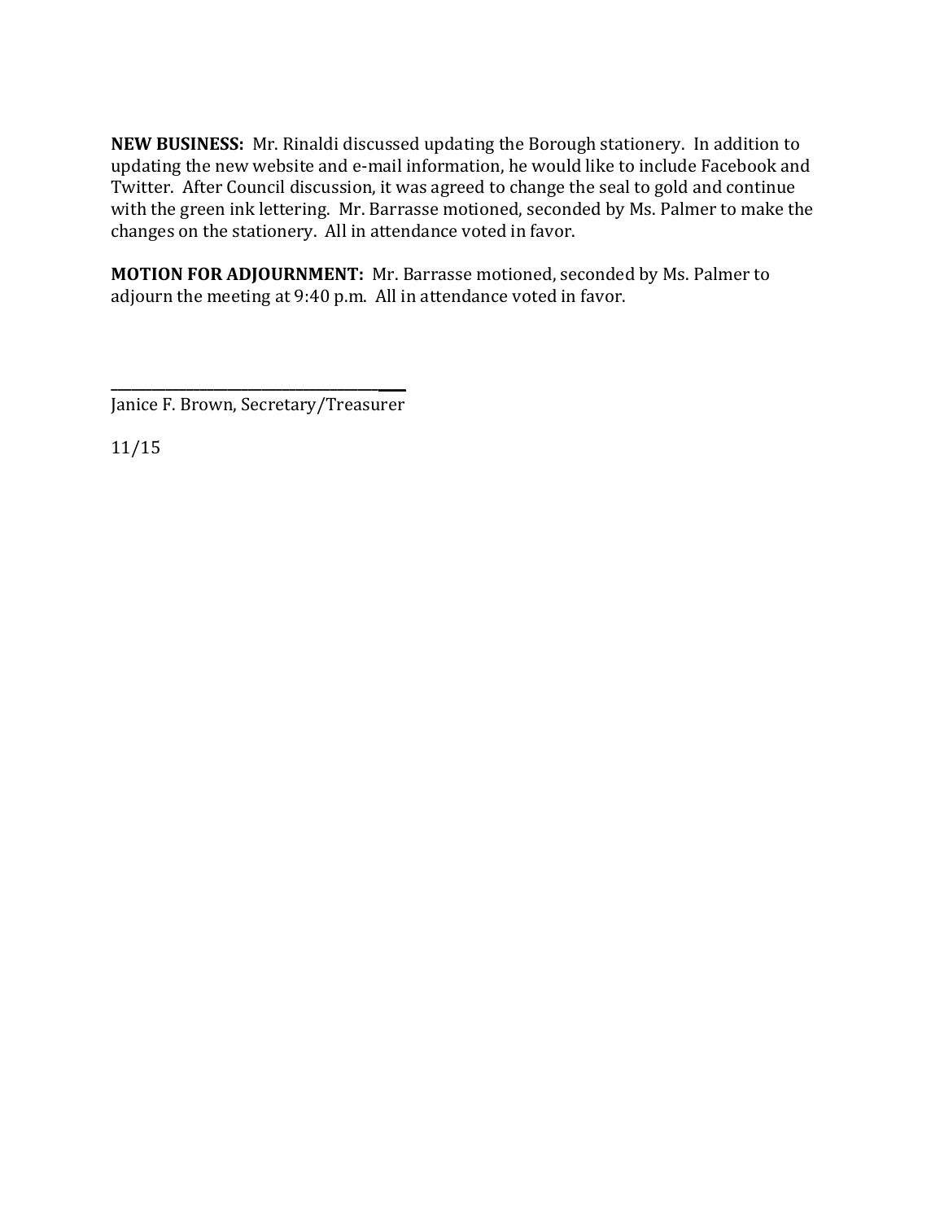**NEW BUSINESS:** Mr. Rinaldi discussed updating the Borough stationery. In addition to updating the new website and e-mail information, he would like to include Facebook and Twitter. After Council discussion, it was agreed to change the seal to gold and continue with the green ink lettering. Mr. Barrasse motioned, seconded by Ms. Palmer to make the changes on the stationery. All in attendance voted in favor.

**MOTION FOR ADJOURNMENT:** Mr. Barrasse motioned, seconded by Ms. Palmer to adjourn the meeting at 9:40 p.m. All in attendance voted in favor.

_____________________________________________

Janice F. Brown, Secretary/Treasurer

11/15